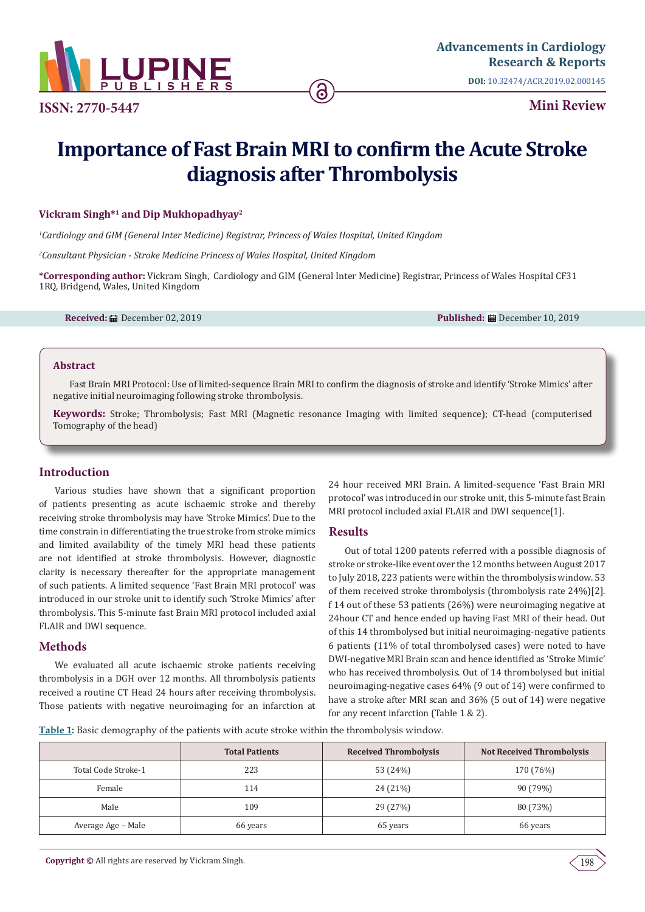# Importance of Fast Brain MRI to confirm the Acute Stroke diagnosis after Thrombolysis

**Vickram Singh*[1] and Dip Mukhopadhyay[2]**

*[1]Cardiology and GIM (General Inter Medicine) Registrar, Princess of Wales Hospital, United Kingdom*

*[2]Consultant Physician - Stroke Medicine Princess of Wales Hospital, United Kingdom*

**\*Corresponding author:** Vickram Singh, Cardiology and GIM (General Inter Medicine) Registrar, Princess of Wales Hospital CF31 1RQ, Bridgend, Wales, United Kingdom

**Received:** December 02, 2019 **Published:** December 10, 2019

## Abstract

Fast Brain MRI Protocol: Use of limited-sequence Brain MRI to confirm the diagnosis of stroke and identify 'Stroke Mimics' after negative initial neuroimaging following stroke thrombolysis.

**Keywords:** Stroke; Thrombolysis; Fast MRI (Magnetic resonance Imaging with limited sequence); CT-head (computerised Tomography of the head)

## Introduction

Various studies have shown that a significant proportion of patients presenting as acute ischaemic stroke and thereby receiving stroke thrombolysis may have 'Stroke Mimics'. Due to the time constrain in differentiating the true stroke from stroke mimics and limited availability of the timely MRI head these patients are not identified at stroke thrombolysis. However, diagnostic clarity is necessary thereafter for the appropriate management of such patients. A limited sequence 'Fast Brain MRI protocol' was introduced in our stroke unit to identify such 'Stroke Mimics' after thrombolysis. This 5-minute fast Brain MRI protocol included axial FLAIR and DWI sequence.

## Methods

We evaluated all acute ischaemic stroke patients receiving thrombolysis in a DGH over 12 months. All thrombolysis patients received a routine CT Head 24 hours after receiving thrombolysis. Those patients with negative neuroimaging for an infarction at 24 hour received MRI Brain. A limited-sequence 'Fast Brain MRI protocol' was introduced in our stroke unit, this 5-minute fast Brain MRI protocol included axial FLAIR and DWI sequence[1].

## Results

Out of total 1200 patents referred with a possible diagnosis of stroke or stroke-like event over the 12 months between August 2017 to July 2018, 223 patients were within the thrombolysis window. 53 of them received stroke thrombolysis (thrombolysis rate 24%)[2]. f 14 out of these 53 patients (26%) were neuroimaging negative at 24hour CT and hence ended up having Fast MRI of their head. Out of this 14 thrombolysed but initial neuroimaging-negative patients 6 patients (11% of total thrombolysed cases) were noted to have DWI-negative MRI Brain scan and hence identified as 'Stroke Mimic' who has received thrombolysis. Out of 14 thrombolysed but initial neuroimaging-negative cases 64% (9 out of 14) were confirmed to have a stroke after MRI scan and 36% (5 out of 14) were negative for any recent infarction (Table 1 & 2).

**Table 1:** Basic demography of the patients with acute stroke within the thrombolysis window.

| | Total Patients | Received Thrombolysis | Not Received Thrombolysis |
|---|---|---|---|
| Total Code Stroke-1 | 223 | 53 (24%) | 170 (76%) |
| Female | 114 | 24 (21%) | 90 (79%) |
| Male | 109 | 29 (27%) | 80 (73%) |
| Average Age – Male | 66 years | 65 years | 66 years |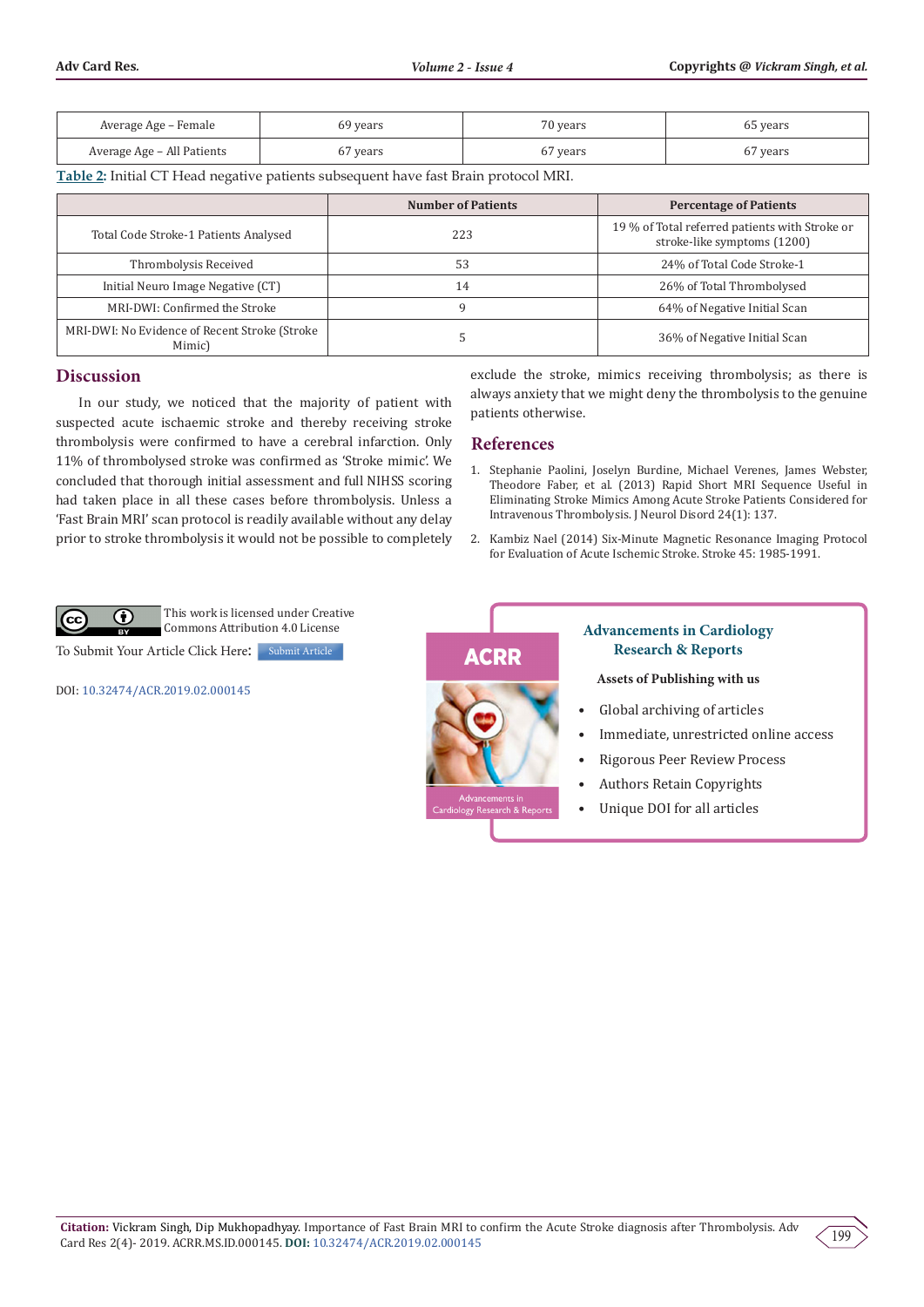| | | | |
|---|---|---|---|
| Average Age – Female | 69 years | 70 years | 65 years |
| Average Age – All Patients | 67 years | 67 years | 67 years |

**Table 2**: Initial CT Head negative patients subsequent have fast Brain protocol MRI.

| | Number of Patients | Percentage of Patients |
|---|---|---|
| Total Code Stroke-1 Patients Analysed | 223 | 19 % of Total referred patients with Stroke or stroke-like symptoms (1200) |
| Thrombolysis Received | 53 | 24% of Total Code Stroke-1 |
| Initial Neuro Image Negative (CT) | 14 | 26% of Total Thrombolysed |
| MRI-DWI: Confirmed the Stroke | 9 | 64% of Negative Initial Scan |
| MRI-DWI: No Evidence of Recent Stroke (Stroke Mimic) | 5 | 36% of Negative Initial Scan |

## Discussion

In our study, we noticed that the majority of patient with suspected acute ischaemic stroke and thereby receiving stroke thrombolysis were confirmed to have a cerebral infarction. Only 11% of thrombolysed stroke was confirmed as 'Stroke mimic'. We concluded that thorough initial assessment and full NIHSS scoring had taken place in all these cases before thrombolysis. Unless a 'Fast Brain MRI' scan protocol is readily available without any delay prior to stroke thrombolysis it would not be possible to completely exclude the stroke, mimics receiving thrombolysis; as there is always anxiety that we might deny the thrombolysis to the genuine patients otherwise.

## References

1. Stephanie Paolini, Joselyn Burdine, Michael Verenes, James Webster, Theodore Faber, et al. (2013) Rapid Short MRI Sequence Useful in Eliminating Stroke Mimics Among Acute Stroke Patients Considered for Intravenous Thrombolysis. J Neurol Disord 24(1): 137.
2. Kambiz Nael (2014) Six-Minute Magnetic Resonance Imaging Protocol for Evaluation of Acute Ischemic Stroke. Stroke 45: 1985-1991.

This work is licensed under Creative Commons Attribution 4.0 License

To Submit Your Article Click Here: Submit Article

DOI: 10.32474/ACR.2019.02.000145

**Advancements in Cardiology Research & Reports**

**Assets of Publishing with us**

- Global archiving of articles
- Immediate, unrestricted online access
- Rigorous Peer Review Process
- Authors Retain Copyrights
- Unique DOI for all articles

**Citation:** Vickram Singh, Dip Mukhopadhyay. Importance of Fast Brain MRI to confirm the Acute Stroke diagnosis after Thrombolysis. Adv Card Res 2(4)- 2019. ACRR.MS.ID.000145. **DOI:** 10.32474/ACR.2019.02.000145